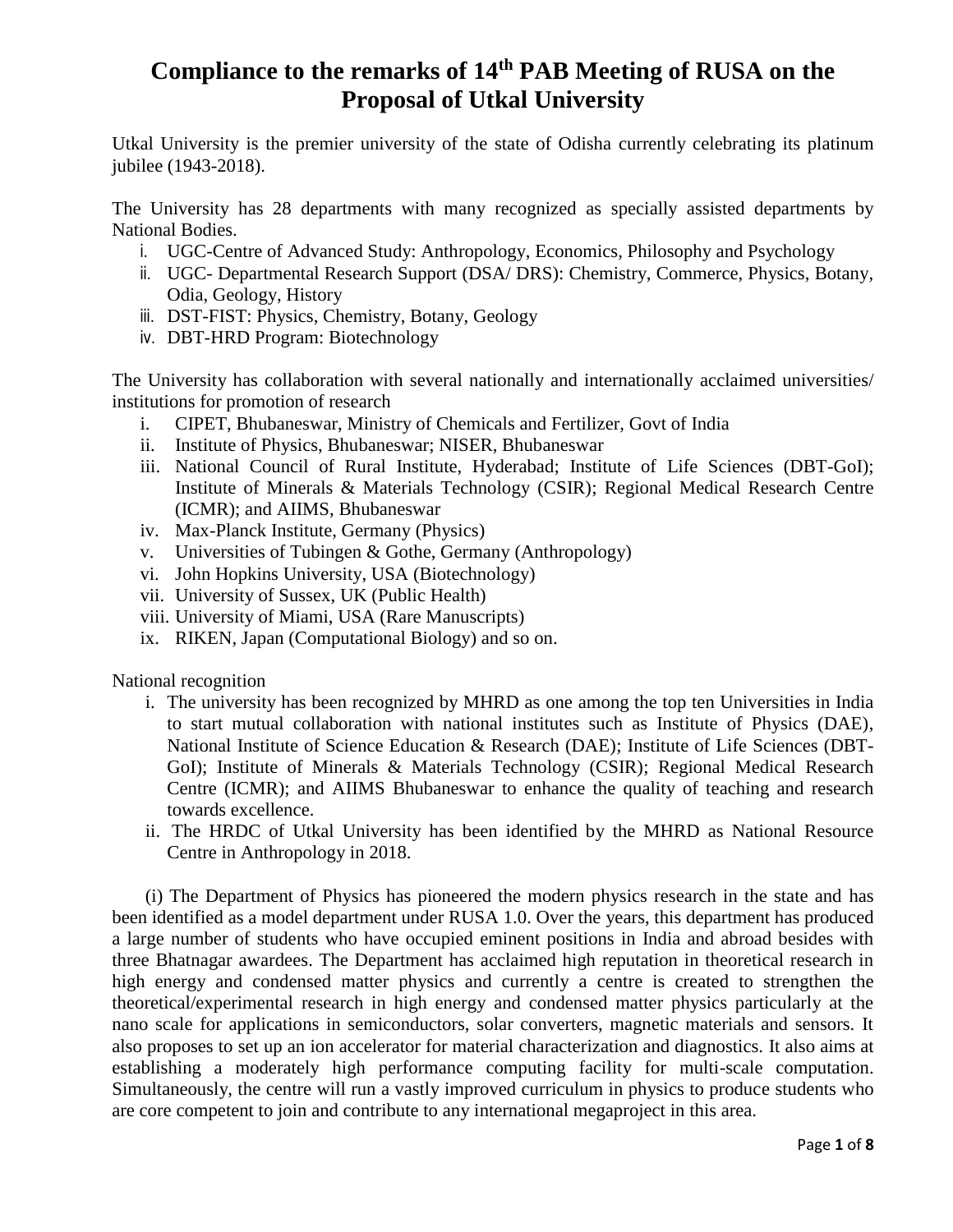# Compliance to the remarks of 14th PAB Meeting of RUSA on the Proposal of Utkal University

Utkal University is the premier university of the state of Odisha currently celebrating its platinum jubilee (1943-2018).

The University has 28 departments with many recognized as specially assisted departments by National Bodies.

i. UGC-Centre of Advanced Study: Anthropology, Economics, Philosophy and Psychology
ii. UGC- Departmental Research Support (DSA/ DRS): Chemistry, Commerce, Physics, Botany, Odia, Geology, History
iii. DST-FIST: Physics, Chemistry, Botany, Geology
iv. DBT-HRD Program: Biotechnology

The University has collaboration with several nationally and internationally acclaimed universities/ institutions for promotion of research

i. CIPET, Bhubaneswar, Ministry of Chemicals and Fertilizer, Govt of India
ii. Institute of Physics, Bhubaneswar; NISER, Bhubaneswar
iii. National Council of Rural Institute, Hyderabad; Institute of Life Sciences (DBT-GoI); Institute of Minerals & Materials Technology (CSIR); Regional Medical Research Centre (ICMR); and AIIMS, Bhubaneswar
iv. Max-Planck Institute, Germany (Physics)
v. Universities of Tubingen & Gothe, Germany (Anthropology)
vi. John Hopkins University, USA (Biotechnology)
vii. University of Sussex, UK (Public Health)
viii. University of Miami, USA (Rare Manuscripts)
ix. RIKEN, Japan (Computational Biology) and so on.

National recognition

i. The university has been recognized by MHRD as one among the top ten Universities in India to start mutual collaboration with national institutes such as Institute of Physics (DAE), National Institute of Science Education & Research (DAE); Institute of Life Sciences (DBT-GoI); Institute of Minerals & Materials Technology (CSIR); Regional Medical Research Centre (ICMR); and AIIMS Bhubaneswar to enhance the quality of teaching and research towards excellence.
ii. The HRDC of Utkal University has been identified by the MHRD as National Resource Centre in Anthropology in 2018.

(i) The Department of Physics has pioneered the modern physics research in the state and has been identified as a model department under RUSA 1.0. Over the years, this department has produced a large number of students who have occupied eminent positions in India and abroad besides with three Bhatnagar awardees. The Department has acclaimed high reputation in theoretical research in high energy and condensed matter physics and currently a centre is created to strengthen the theoretical/experimental research in high energy and condensed matter physics particularly at the nano scale for applications in semiconductors, solar converters, magnetic materials and sensors. It also proposes to set up an ion accelerator for material characterization and diagnostics. It also aims at establishing a moderately high performance computing facility for multi-scale computation. Simultaneously, the centre will run a vastly improved curriculum in physics to produce students who are core competent to join and contribute to any international megaproject in this area.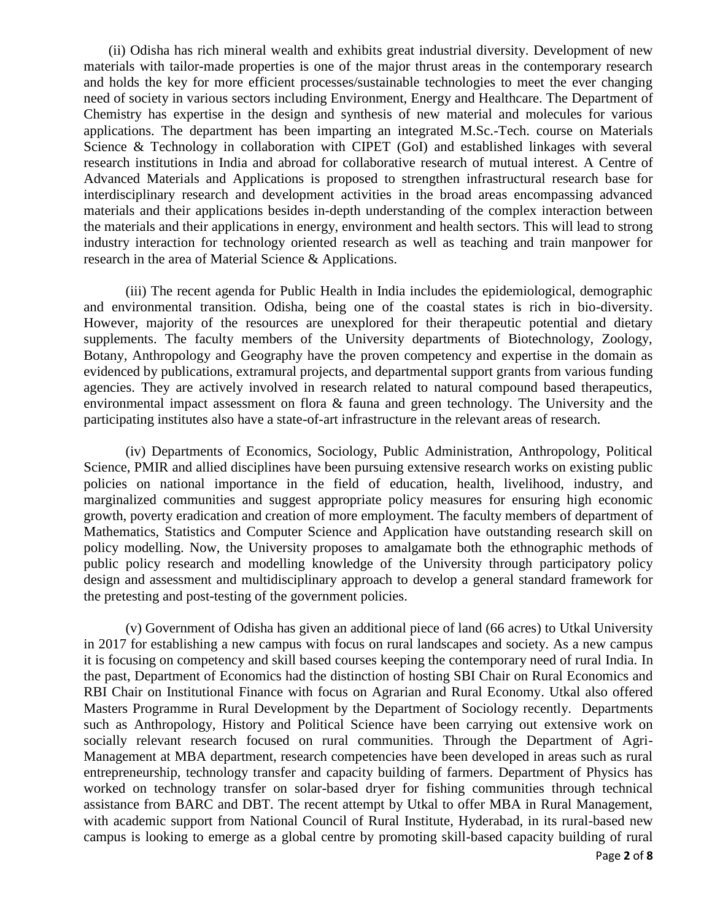(ii) Odisha has rich mineral wealth and exhibits great industrial diversity. Development of new materials with tailor-made properties is one of the major thrust areas in the contemporary research and holds the key for more efficient processes/sustainable technologies to meet the ever changing need of society in various sectors including Environment, Energy and Healthcare. The Department of Chemistry has expertise in the design and synthesis of new material and molecules for various applications. The department has been imparting an integrated M.Sc.-Tech. course on Materials Science & Technology in collaboration with CIPET (GoI) and established linkages with several research institutions in India and abroad for collaborative research of mutual interest. A Centre of Advanced Materials and Applications is proposed to strengthen infrastructural research base for interdisciplinary research and development activities in the broad areas encompassing advanced materials and their applications besides in-depth understanding of the complex interaction between the materials and their applications in energy, environment and health sectors. This will lead to strong industry interaction for technology oriented research as well as teaching and train manpower for research in the area of Material Science & Applications.

(iii) The recent agenda for Public Health in India includes the epidemiological, demographic and environmental transition. Odisha, being one of the coastal states is rich in bio-diversity. However, majority of the resources are unexplored for their therapeutic potential and dietary supplements. The faculty members of the University departments of Biotechnology, Zoology, Botany, Anthropology and Geography have the proven competency and expertise in the domain as evidenced by publications, extramural projects, and departmental support grants from various funding agencies. They are actively involved in research related to natural compound based therapeutics, environmental impact assessment on flora & fauna and green technology. The University and the participating institutes also have a state-of-art infrastructure in the relevant areas of research.

(iv) Departments of Economics, Sociology, Public Administration, Anthropology, Political Science, PMIR and allied disciplines have been pursuing extensive research works on existing public policies on national importance in the field of education, health, livelihood, industry, and marginalized communities and suggest appropriate policy measures for ensuring high economic growth, poverty eradication and creation of more employment. The faculty members of department of Mathematics, Statistics and Computer Science and Application have outstanding research skill on policy modelling. Now, the University proposes to amalgamate both the ethnographic methods of public policy research and modelling knowledge of the University through participatory policy design and assessment and multidisciplinary approach to develop a general standard framework for the pretesting and post-testing of the government policies.

(v) Government of Odisha has given an additional piece of land (66 acres) to Utkal University in 2017 for establishing a new campus with focus on rural landscapes and society. As a new campus it is focusing on competency and skill based courses keeping the contemporary need of rural India. In the past, Department of Economics had the distinction of hosting SBI Chair on Rural Economics and RBI Chair on Institutional Finance with focus on Agrarian and Rural Economy. Utkal also offered Masters Programme in Rural Development by the Department of Sociology recently. Departments such as Anthropology, History and Political Science have been carrying out extensive work on socially relevant research focused on rural communities. Through the Department of Agri-Management at MBA department, research competencies have been developed in areas such as rural entrepreneurship, technology transfer and capacity building of farmers. Department of Physics has worked on technology transfer on solar-based dryer for fishing communities through technical assistance from BARC and DBT. The recent attempt by Utkal to offer MBA in Rural Management, with academic support from National Council of Rural Institute, Hyderabad, in its rural-based new campus is looking to emerge as a global centre by promoting skill-based capacity building of rural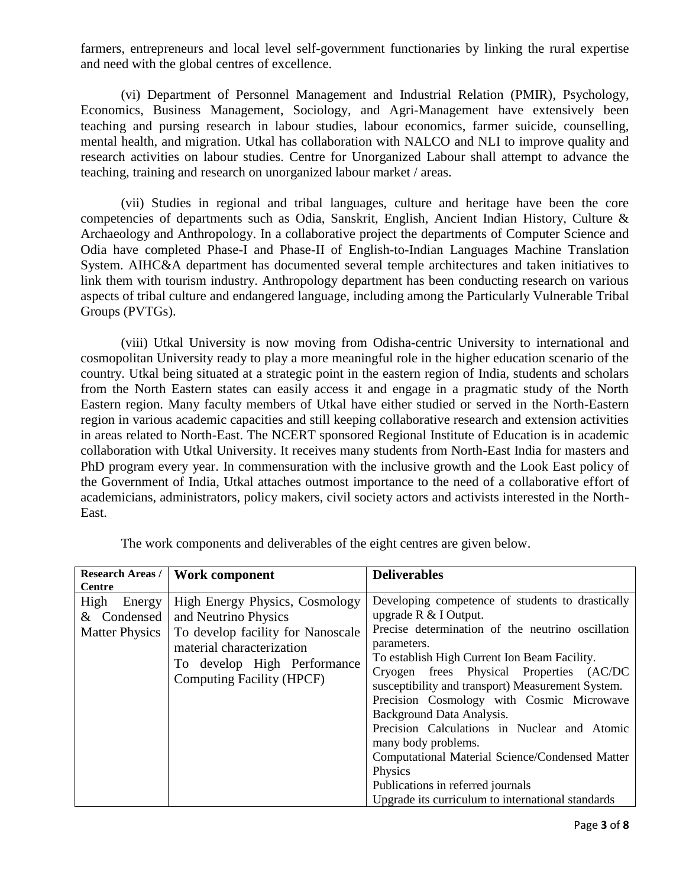farmers, entrepreneurs and local level self-government functionaries by linking the rural expertise and need with the global centres of excellence.

(vi) Department of Personnel Management and Industrial Relation (PMIR), Psychology, Economics, Business Management, Sociology, and Agri-Management have extensively been teaching and pursing research in labour studies, labour economics, farmer suicide, counselling, mental health, and migration. Utkal has collaboration with NALCO and NLI to improve quality and research activities on labour studies. Centre for Unorganized Labour shall attempt to advance the teaching, training and research on unorganized labour market / areas.

(vii) Studies in regional and tribal languages, culture and heritage have been the core competencies of departments such as Odia, Sanskrit, English, Ancient Indian History, Culture & Archaeology and Anthropology. In a collaborative project the departments of Computer Science and Odia have completed Phase-I and Phase-II of English-to-Indian Languages Machine Translation System. AIHC&A department has documented several temple architectures and taken initiatives to link them with tourism industry. Anthropology department has been conducting research on various aspects of tribal culture and endangered language, including among the Particularly Vulnerable Tribal Groups (PVTGs).

(viii) Utkal University is now moving from Odisha-centric University to international and cosmopolitan University ready to play a more meaningful role in the higher education scenario of the country. Utkal being situated at a strategic point in the eastern region of India, students and scholars from the North Eastern states can easily access it and engage in a pragmatic study of the North Eastern region. Many faculty members of Utkal have either studied or served in the North-Eastern region in various academic capacities and still keeping collaborative research and extension activities in areas related to North-East. The NCERT sponsored Regional Institute of Education is in academic collaboration with Utkal University. It receives many students from North-East India for masters and PhD program every year. In commensuration with the inclusive growth and the Look East policy of the Government of India, Utkal attaches outmost importance to the need of a collaborative effort of academicians, administrators, policy makers, civil society actors and activists interested in the North-East.

The work components and deliverables of the eight centres are given below.

| Research Areas / Centre | Work component | Deliverables |
|---|---|---|
| High Energy & Condensed Matter Physics | High Energy Physics, Cosmology and Neutrino Physics<br>To develop facility for Nanoscale material characterization<br>To develop High Performance Computing Facility (HPCF) | Developing competence of students to drastically upgrade R & I Output.<br>Precise determination of the neutrino oscillation parameters.<br>To establish High Current Ion Beam Facility.<br>Cryogen frees Physical Properties (AC/DC susceptibility and transport) Measurement System.<br>Precision Cosmology with Cosmic Microwave Background Data Analysis.<br>Precision Calculations in Nuclear and Atomic many body problems.<br>Computational Material Science/Condensed Matter Physics<br>Publications in referred journals<br>Upgrade its curriculum to international standards |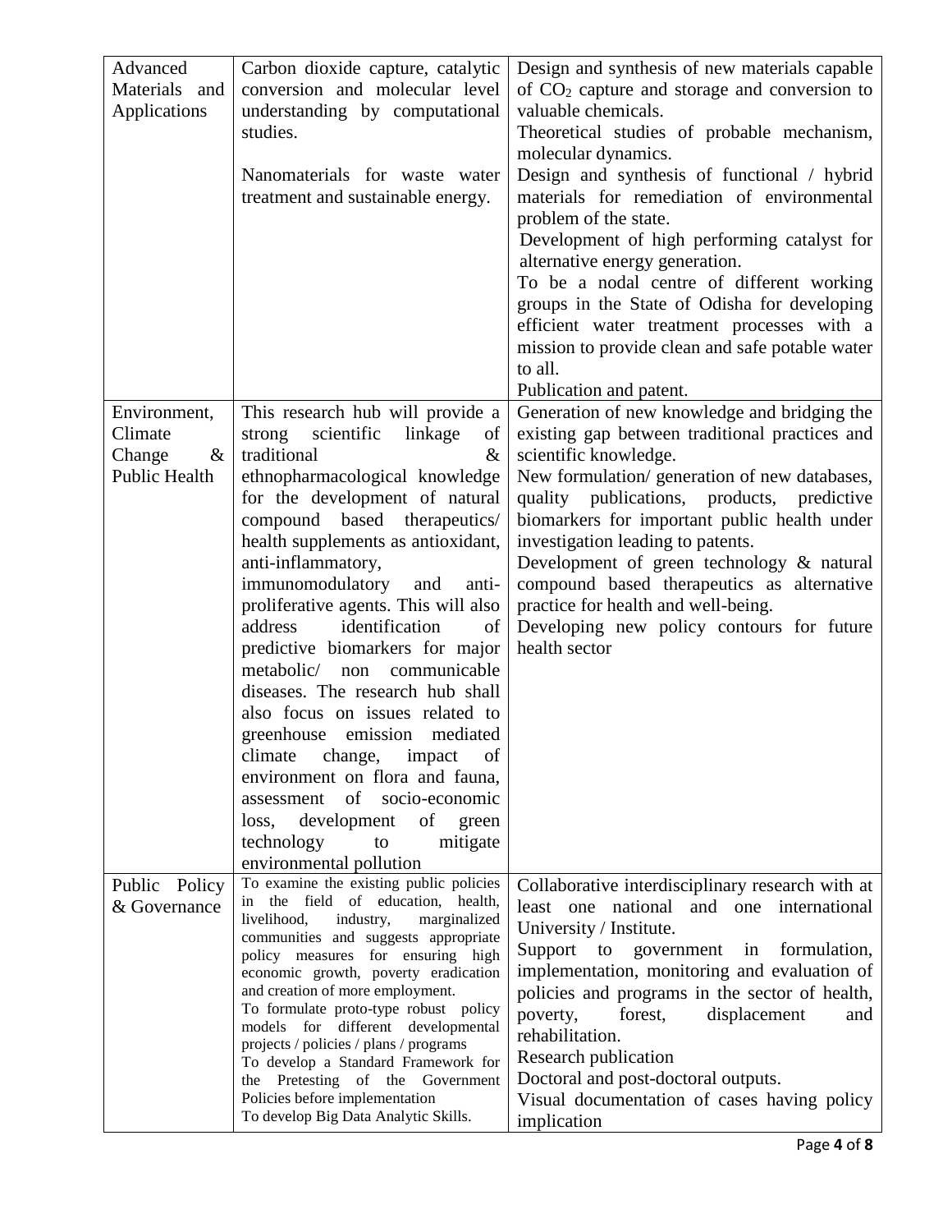| Advanced Materials and Applications | Carbon dioxide capture, catalytic conversion and molecular level understanding by computational studies.<br><br>Nanomaterials for waste water treatment and sustainable energy. | Design and synthesis of new materials capable of $CO_2$ capture and storage and conversion to valuable chemicals.<br>Theoretical studies of probable mechanism, molecular dynamics.<br>Design and synthesis of functional / hybrid materials for remediation of environmental problem of the state.<br>Development of high performing catalyst for alternative energy generation.<br>To be a nodal centre of different working groups in the State of Odisha for developing efficient water treatment processes with a mission to provide clean and safe potable water to all.<br>Publication and patent. |
|---|---|---|
| Environment, Climate Change & Public Health | This research hub will provide a strong scientific linkage of traditional & ethnopharmacological knowledge for the development of natural compound based therapeutics/ health supplements as antioxidant, anti-inflammatory, immunomodulatory and anti-proliferative agents. This will also address identification of predictive biomarkers for major metabolic/ non communicable diseases. The research hub shall also focus on issues related to greenhouse emission mediated climate change, impact of environment on flora and fauna, assessment of socio-economic loss, development of green technology to mitigate environmental pollution | Generation of new knowledge and bridging the existing gap between traditional practices and scientific knowledge.<br>New formulation/ generation of new databases, quality publications, products, predictive biomarkers for important public health under investigation leading to patents.<br>Development of green technology & natural compound based therapeutics as alternative practice for health and well-being.<br>Developing new policy contours for future health sector |
| Public Policy & Governance | To examine the existing public policies in the field of education, health, livelihood, industry, marginalized communities and suggests appropriate policy measures for ensuring high economic growth, poverty eradication and creation of more employment.<br>To formulate proto-type robust policy models for different developmental projects / policies / plans / programs<br>To develop a Standard Framework for the Pretesting of the Government Policies before implementation<br>To develop Big Data Analytic Skills. | Collaborative interdisciplinary research with at least one national and one international University / Institute.<br>Support to government in formulation, implementation, monitoring and evaluation of policies and programs in the sector of health, poverty, forest, displacement and rehabilitation.<br>Research publication<br>Doctoral and post-doctoral outputs.<br>Visual documentation of cases having policy implication |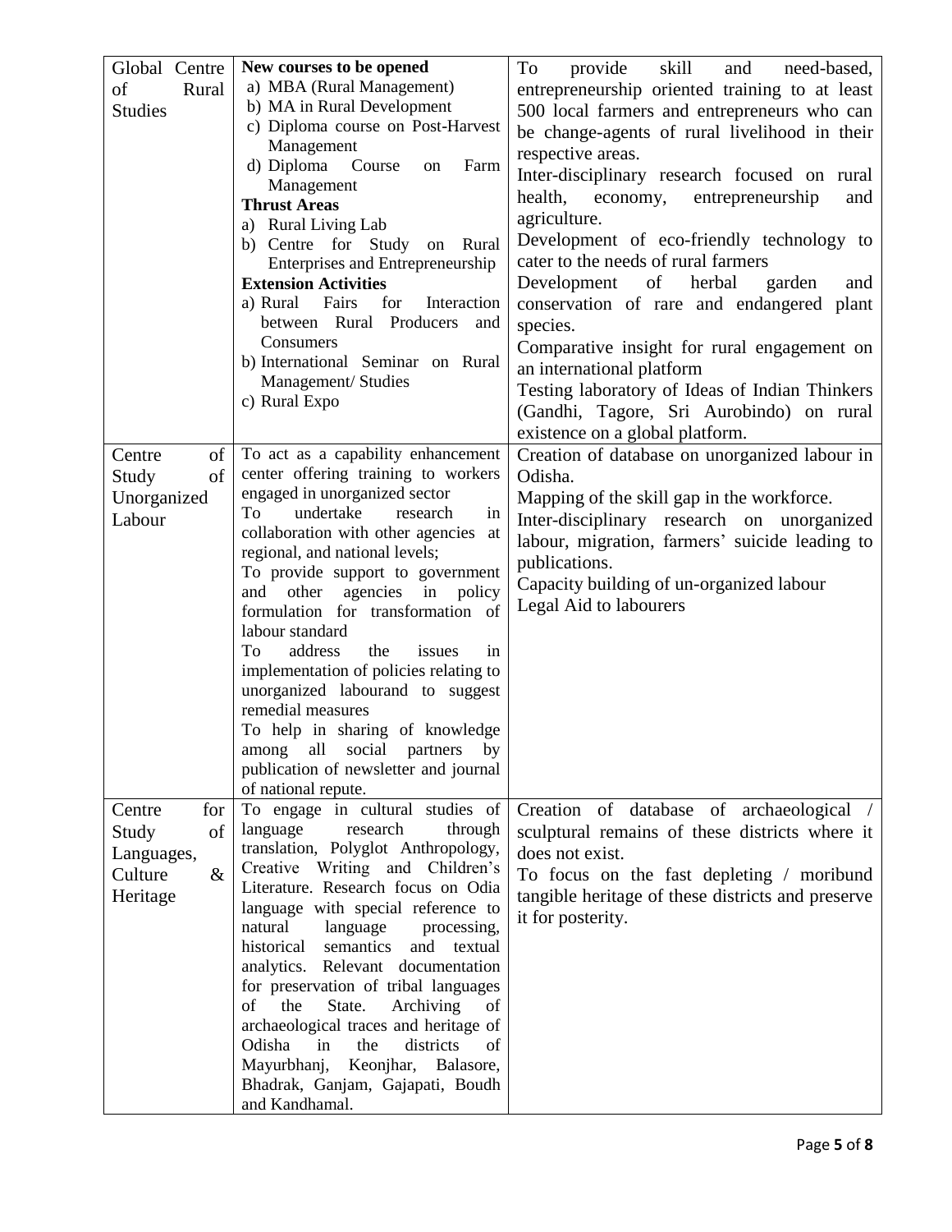| | | |
|---|---|---|
| Global Centre of Rural Studies | **New courses to be opened**<br>a) MBA (Rural Management)<br>b) MA in Rural Development<br>c) Diploma course on Post-Harvest Management<br>d) Diploma Course on Farm Management<br>**Thrust Areas**<br>a) Rural Living Lab<br>b) Centre for Study on Rural Enterprises and Entrepreneurship<br>**Extension Activities**<br>a) Rural Fairs for Interaction between Rural Producers and Consumers<br>b) International Seminar on Rural Management/ Studies<br>c) Rural Expo | To provide skill and need-based, entrepreneurship oriented training to at least 500 local farmers and entrepreneurs who can be change-agents of rural livelihood in their respective areas.<br>Inter-disciplinary research focused on rural health, economy, entrepreneurship and agriculture.<br>Development of eco-friendly technology to cater to the needs of rural farmers<br>Development of herbal garden and conservation of rare and endangered plant species.<br>Comparative insight for rural engagement on an international platform<br>Testing laboratory of Ideas of Indian Thinkers (Gandhi, Tagore, Sri Aurobindo) on rural existence on a global platform. |
| Centre of Study of Unorganized Labour | To act as a capability enhancement center offering training to workers engaged in unorganized sector<br>To undertake research in collaboration with other agencies at regional, and national levels;<br>To provide support to government and other agencies in policy formulation for transformation of labour standard<br>To address the issues in implementation of policies relating to unorganized labourand to suggest remedial measures<br>To help in sharing of knowledge among all social partners by publication of newsletter and journal of national repute. | Creation of database on unorganized labour in Odisha.<br>Mapping of the skill gap in the workforce.<br>Inter-disciplinary research on unorganized labour, migration, farmers' suicide leading to publications.<br>Capacity building of un-organized labour<br>Legal Aid to labourers |
| Centre for Study of Languages, Culture & Heritage | To engage in cultural studies of language research through translation, Polyglot Anthropology, Creative Writing and Children's Literature. Research focus on Odia language with special reference to natural language processing, historical semantics and textual analytics. Relevant documentation for preservation of tribal languages of the State. Archiving of archaeological traces and heritage of Odisha in the districts of Mayurbhanj, Keonjhar, Balasore, Bhadrak, Ganjam, Gajapati, Boudh and Kandhamal. | Creation of database of archaeological / sculptural remains of these districts where it does not exist.<br>To focus on the fast depleting / moribund tangible heritage of these districts and preserve it for posterity. |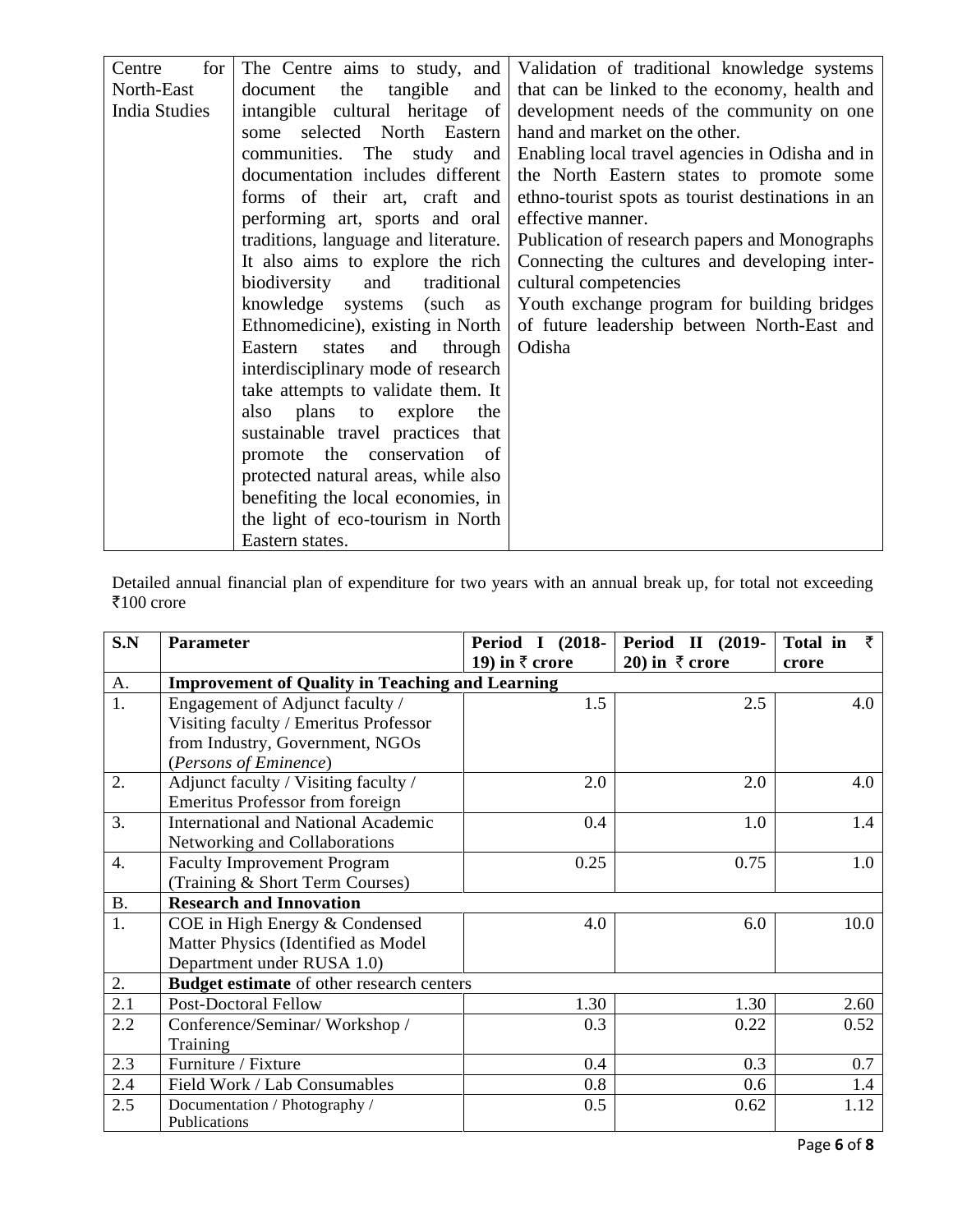| Centre for North-East India Studies | The Centre aims to study, and document the tangible and intangible cultural heritage of some selected North Eastern communities. The study and documentation includes different forms of their art, craft and performing art, sports and oral traditions, language and literature. It also aims to explore the rich biodiversity and traditional knowledge systems (such as Ethnomedicine), existing in North Eastern states and through interdisciplinary mode of research take attempts to validate them. It also plans to explore the sustainable travel practices that promote the conservation of protected natural areas, while also benefiting the local economies, in the light of eco-tourism in North Eastern states. | Validation of traditional knowledge systems that can be linked to the economy, health and development needs of the community on one hand and market on the other.<br>Enabling local travel agencies in Odisha and in the North Eastern states to promote some ethno-tourist spots as tourist destinations in an effective manner.<br>Publication of research papers and Monographs<br>Connecting the cultures and developing inter-cultural competencies<br>Youth exchange program for building bridges of future leadership between North-East and Odisha |
|---|---|---|

Detailed annual financial plan of expenditure for two years with an annual break up, for total not exceeding ₹100 crore

| S.N | Parameter | Period I (2018-19) in ₹ crore | Period II (2019-20) in ₹ crore | Total in ₹ crore |
|---|---|---|---|---|
| A. | **Improvement of Quality in Teaching and Learning** | | | |
| 1. | Engagement of Adjunct faculty / Visiting faculty / Emeritus Professor from Industry, Government, NGOs (*Persons of Eminence*) | 1.5 | 2.5 | 4.0 |
| 2. | Adjunct faculty / Visiting faculty / Emeritus Professor from foreign | 2.0 | 2.0 | 4.0 |
| 3. | International and National Academic Networking and Collaborations | 0.4 | 1.0 | 1.4 |
| 4. | Faculty Improvement Program (Training & Short Term Courses) | 0.25 | 0.75 | 1.0 |
| B. | **Research and Innovation** | | | |
| 1. | COE in High Energy & Condensed Matter Physics (Identified as Model Department under RUSA 1.0) | 4.0 | 6.0 | 10.0 |
| 2. | **Budget estimate** of other research centers | | | |
| 2.1 | Post-Doctoral Fellow | 1.30 | 1.30 | 2.60 |
| 2.2 | Conference/Seminar/ Workshop / Training | 0.3 | 0.22 | 0.52 |
| 2.3 | Furniture / Fixture | 0.4 | 0.3 | 0.7 |
| 2.4 | Field Work / Lab Consumables | 0.8 | 0.6 | 1.4 |
| 2.5 | Documentation / Photography / Publications | 0.5 | 0.62 | 1.12 |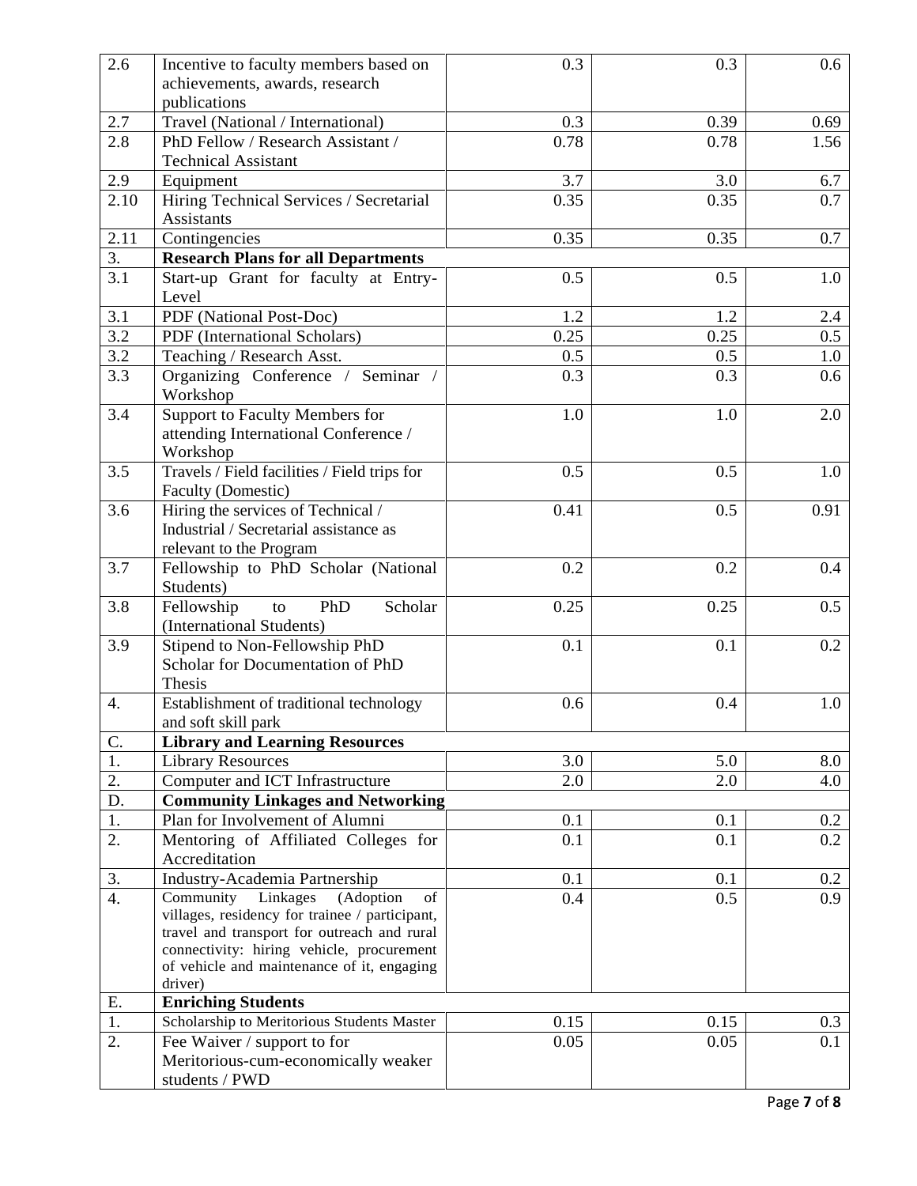| 2.6 | Incentive to faculty members based on achievements, awards, research publications | 0.3 | 0.3 | 0.6 |
|---|---|---|---|---|
| 2.7 | Travel (National / International) | 0.3 | 0.39 | 0.69 |
| 2.8 | PhD Fellow / Research Assistant / Technical Assistant | 0.78 | 0.78 | 1.56 |
| 2.9 | Equipment | 3.7 | 3.0 | 6.7 |
| 2.10 | Hiring Technical Services / Secretarial Assistants | 0.35 | 0.35 | 0.7 |
| 2.11 | Contingencies | 0.35 | 0.35 | 0.7 |
| 3. | **Research Plans for all Departments** | | | |
| 3.1 | Start-up Grant for faculty at Entry-Level | 0.5 | 0.5 | 1.0 |
| 3.1 | PDF (National Post-Doc) | 1.2 | 1.2 | 2.4 |
| 3.2 | PDF (International Scholars) | 0.25 | 0.25 | 0.5 |
| 3.2 | Teaching / Research Asst. | 0.5 | 0.5 | 1.0 |
| 3.3 | Organizing Conference / Seminar / Workshop | 0.3 | 0.3 | 0.6 |
| 3.4 | Support to Faculty Members for attending International Conference / Workshop | 1.0 | 1.0 | 2.0 |
| 3.5 | Travels / Field facilities / Field trips for Faculty (Domestic) | 0.5 | 0.5 | 1.0 |
| 3.6 | Hiring the services of Technical / Industrial / Secretarial assistance as relevant to the Program | 0.41 | 0.5 | 0.91 |
| 3.7 | Fellowship to PhD Scholar (National Students) | 0.2 | 0.2 | 0.4 |
| 3.8 | Fellowship to PhD Scholar (International Students) | 0.25 | 0.25 | 0.5 |
| 3.9 | Stipend to Non-Fellowship PhD Scholar for Documentation of PhD Thesis | 0.1 | 0.1 | 0.2 |
| 4. | Establishment of traditional technology and soft skill park | 0.6 | 0.4 | 1.0 |
| C. | **Library and Learning Resources** | | | |
| 1. | Library Resources | 3.0 | 5.0 | 8.0 |
| 2. | Computer and ICT Infrastructure | 2.0 | 2.0 | 4.0 |
| D. | **Community Linkages and Networking** | | | |
| 1. | Plan for Involvement of Alumni | 0.1 | 0.1 | 0.2 |
| 2. | Mentoring of Affiliated Colleges for Accreditation | 0.1 | 0.1 | 0.2 |
| 3. | Industry-Academia Partnership | 0.1 | 0.1 | 0.2 |
| 4. | Community Linkages (Adoption of villages, residency for trainee / participant, travel and transport for outreach and rural connectivity: hiring vehicle, procurement of vehicle and maintenance of it, engaging driver) | 0.4 | 0.5 | 0.9 |
| E. | **Enriching Students** | | | |
| 1. | Scholarship to Meritorious Students Master | 0.15 | 0.15 | 0.3 |
| 2. | Fee Waiver / support to for Meritorious-cum-economically weaker students / PWD | 0.05 | 0.05 | 0.1 |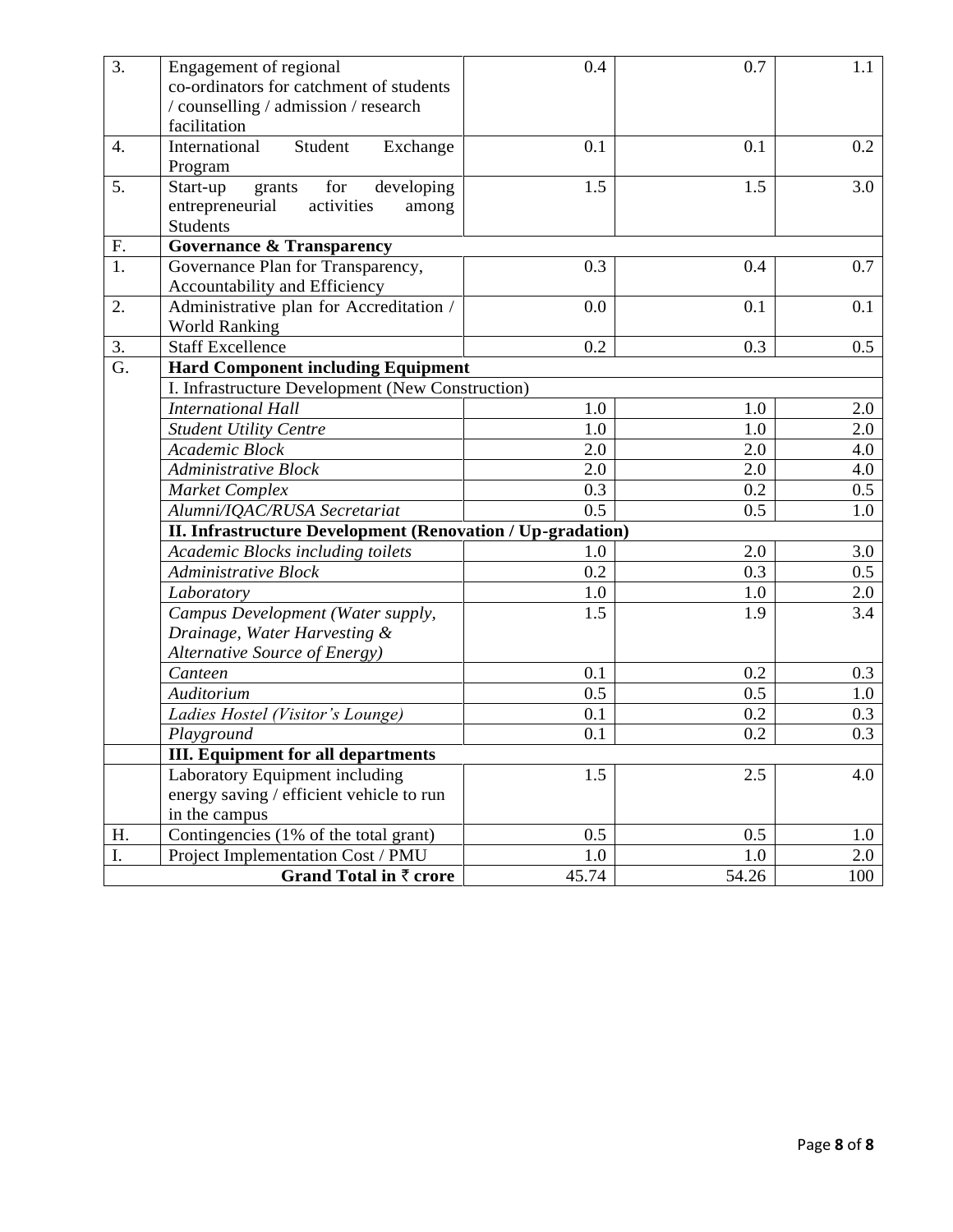| | | | | |
|---|---|---|---|---|
| 3. | Engagement of regional co-ordinators for catchment of students / counselling / admission / research facilitation | 0.4 | 0.7 | 1.1 |
| 4. | International Student Exchange Program | 0.1 | 0.1 | 0.2 |
| 5. | Start-up grants for developing entrepreneurial activities among Students | 1.5 | 1.5 | 3.0 |
| F. | **Governance & Transparency** | | | |
| 1. | Governance Plan for Transparency, Accountability and Efficiency | 0.3 | 0.4 | 0.7 |
| 2. | Administrative plan for Accreditation / World Ranking | 0.0 | 0.1 | 0.1 |
| 3. | Staff Excellence | 0.2 | 0.3 | 0.5 |
| G. | **Hard Component including Equipment** | | | |
| | I. Infrastructure Development (New Construction) | | | |
| | *International Hall* | 1.0 | 1.0 | 2.0 |
| | *Student Utility Centre* | 1.0 | 1.0 | 2.0 |
| | *Academic Block* | 2.0 | 2.0 | 4.0 |
| | *Administrative Block* | 2.0 | 2.0 | 4.0 |
| | *Market Complex* | 0.3 | 0.2 | 0.5 |
| | *Alumni/IQAC/RUSA Secretariat* | 0.5 | 0.5 | 1.0 |
| | **II. Infrastructure Development (Renovation / Up-gradation)** | | | |
| | *Academic Blocks including toilets* | 1.0 | 2.0 | 3.0 |
| | *Administrative Block* | 0.2 | 0.3 | 0.5 |
| | *Laboratory* | 1.0 | 1.0 | 2.0 |
| | *Campus Development (Water supply, Drainage, Water Harvesting & Alternative Source of Energy)* | 1.5 | 1.9 | 3.4 |
| | *Canteen* | 0.1 | 0.2 | 0.3 |
| | *Auditorium* | 0.5 | 0.5 | 1.0 |
| | *Ladies Hostel (Visitor's Lounge)* | 0.1 | 0.2 | 0.3 |
| | *Playground* | 0.1 | 0.2 | 0.3 |
| | **III. Equipment for all departments** | | | |
| | Laboratory Equipment including energy saving / efficient vehicle to run in the campus | 1.5 | 2.5 | 4.0 |
| H. | Contingencies (1% of the total grant) | 0.5 | 0.5 | 1.0 |
| I. | Project Implementation Cost / PMU | 1.0 | 1.0 | 2.0 |
| | **Grand Total in ₹ crore** | 45.74 | 54.26 | 100 |